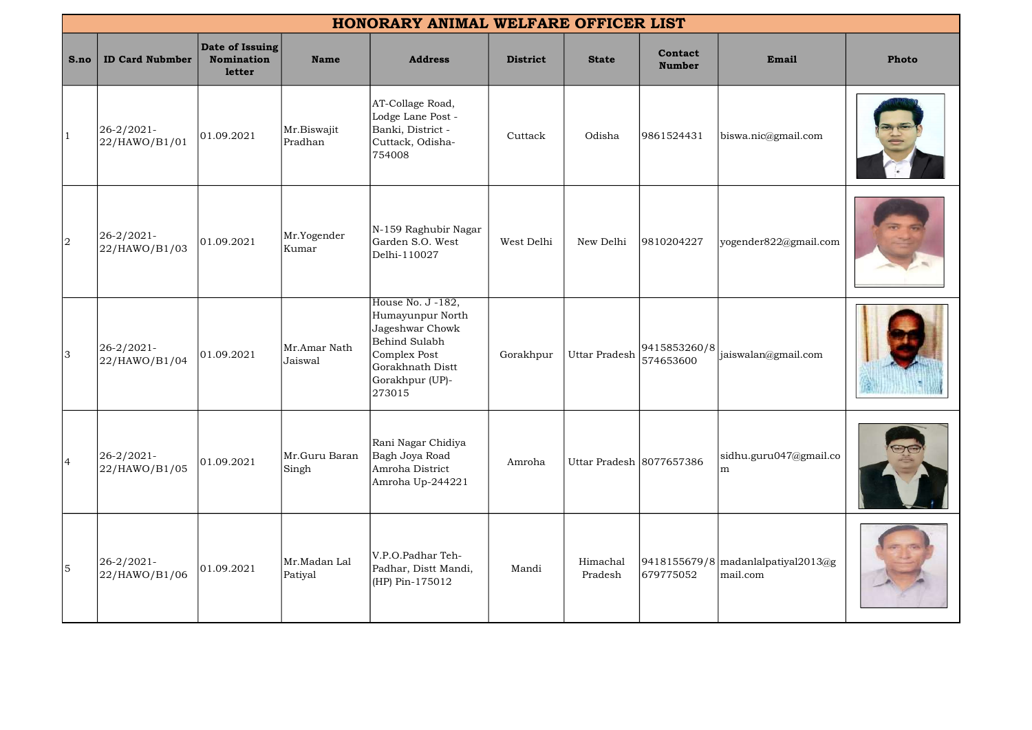# HONORARY ANIMAL WELFARE OFFICER LIST

| S.no | ID Card Nubmber | Date of Issuing Nomination letter | Name | Address | District | State | Contact Number | Email | Photo |
|---|---|---|---|---|---|---|---|---|---|
| 1 | 26-2/2021-22/HAWO/B1/01 | 01.09.2021 | Mr.Biswajit Pradhan | AT-Collage Road, Lodge Lane Post - Banki, District - Cuttack, Odisha-754008 | Cuttack | Odisha | 9861524431 | biswa.nic@gmail.com | |
| 2 | 26-2/2021-22/HAWO/B1/03 | 01.09.2021 | Mr.Yogender Kumar | N-159 Raghubir Nagar Garden S.O. West Delhi-110027 | West Delhi | New Delhi | 9810204227 | yogender822@gmail.com | |
| 3 | 26-2/2021-22/HAWO/B1/04 | 01.09.2021 | Mr.Amar Nath Jaiswal | House No. J -182, Humayunpur North Jageshwar Chowk Behind Sulabh Complex Post Gorakhnath Distt Gorakhpur (UP)-273015 | Gorakhpur | Uttar Pradesh | 9415853260/8574653600 | jaiswalan@gmail.com | |
| 4 | 26-2/2021-22/HAWO/B1/05 | 01.09.2021 | Mr.Guru Baran Singh | Rani Nagar Chidiya Bagh Joya Road Amroha District Amroha Up-244221 | Amroha | Uttar Pradesh | 8077657386 | sidhu.guru047@gmail.com | |
| 5 | 26-2/2021-22/HAWO/B1/06 | 01.09.2021 | Mr.Madan Lal Patiyal | V.P.O.Padhar Teh-Padhar, Distt Mandi, (HP) Pin-175012 | Mandi | Himachal Pradesh | 9418155679/8679775052 | madanlalpatiyal2013@gmail.com | |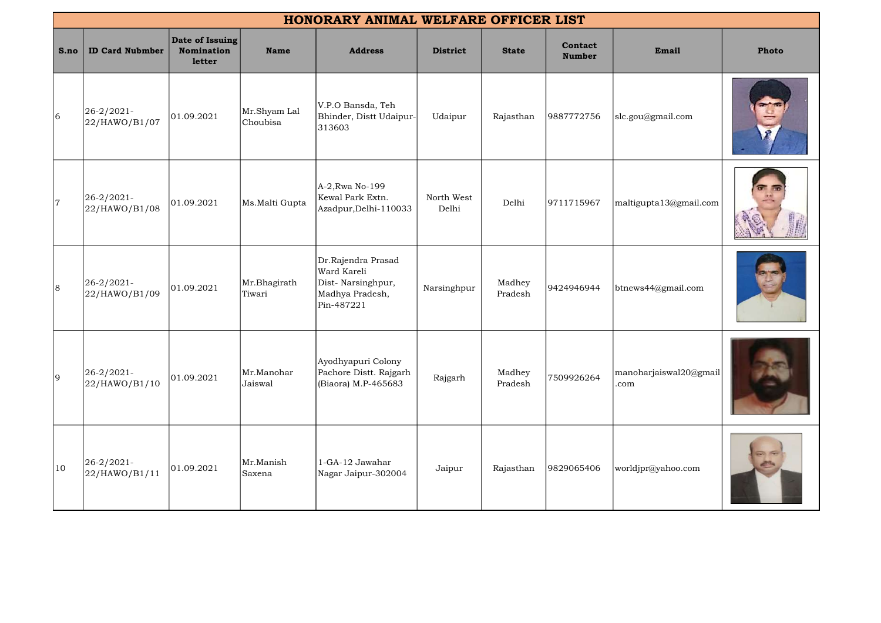| HONORARY ANIMAL WELFARE OFFICER LIST | | | | | | | | | |
|---|---|---|---|---|---|---|---|---|---|
| **S.no** | **ID Card Nubmber** | **Date of Issuing Nomination letter** | **Name** | **Address** | **District** | **State** | **Contact Number** | **Email** | **Photo** |
| 6 | 26-2/2021-22/HAWO/B1/07 | 01.09.2021 | Mr.Shyam Lal Choubisa | V.P.O Bansda, Teh Bhinder, Distt Udaipur-313603 | Udaipur | Rajasthan | 9887772756 | slc.gou@gmail.com | |
| 7 | 26-2/2021-22/HAWO/B1/08 | 01.09.2021 | Ms.Malti Gupta | A-2,Rwa No-199 Kewal Park Extn. Azadpur,Delhi-110033 | North West Delhi | Delhi | 9711715967 | maltigupta13@gmail.com | |
| 8 | 26-2/2021-22/HAWO/B1/09 | 01.09.2021 | Mr.Bhagirath Tiwari | Dr.Rajendra Prasad Ward Kareli Dist- Narsinghpur, Madhya Pradesh, Pin-487221 | Narsinghpur | Madhey Pradesh | 9424946944 | btnews44@gmail.com | |
| 9 | 26-2/2021-22/HAWO/B1/10 | 01.09.2021 | Mr.Manohar Jaiswal | Ayodhyapuri Colony Pachore Distt. Rajgarh (Biaora) M.P-465683 | Rajgarh | Madhey Pradesh | 7509926264 | manoharjaiswal20@gmail.com | |
| 10 | 26-2/2021-22/HAWO/B1/11 | 01.09.2021 | Mr.Manish Saxena | 1-GA-12 Jawahar Nagar Jaipur-302004 | Jaipur | Rajasthan | 9829065406 | worldjpr@yahoo.com | |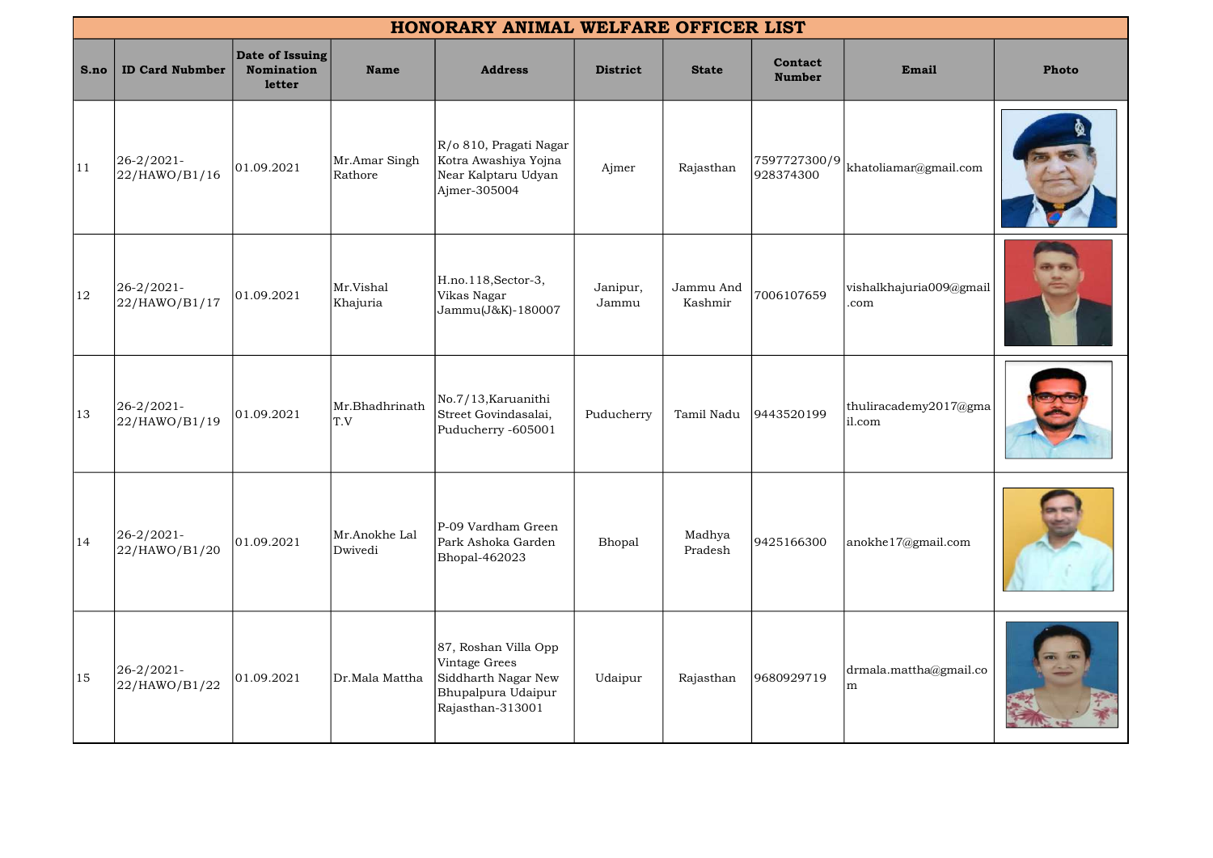| HONORARY ANIMAL WELFARE OFFICER LIST | | | | | | | | | |
|---|---|---|---|---|---|---|---|---|---|
| **S.no** | **ID Card Nubmber** | **Date of Issuing Nomination letter** | **Name** | **Address** | **District** | **State** | **Contact Number** | **Email** | **Photo** |
| 11 | 26-2/2021-22/HAWO/B1/16 | 01.09.2021 | Mr.Amar Singh Rathore | R/o 810, Pragati Nagar Kotra Awashiya Yojna Near Kalptaru Udyan Ajmer-305004 | Ajmer | Rajasthan | 7597727300/9928374300 | khatoliamar@gmail.com | |
| 12 | 26-2/2021-22/HAWO/B1/17 | 01.09.2021 | Mr.Vishal Khajuria | H.no.118,Sector-3, Vikas Nagar Jammu(J&K)-180007 | Janipur, Jammu | Jammu And Kashmir | 7006107659 | vishalkhajuria009@gmail.com | |
| 13 | 26-2/2021-22/HAWO/B1/19 | 01.09.2021 | Mr.Bhadhrinath T.V | No.7/13,Karuanithi Street Govindasalai, Puducherry -605001 | Puducherry | Tamil Nadu | 9443520199 | thuliracademy2017@gmail.com | |
| 14 | 26-2/2021-22/HAWO/B1/20 | 01.09.2021 | Mr.Anokhe Lal Dwivedi | P-09 Vardham Green Park Ashoka Garden Bhopal-462023 | Bhopal | Madhya Pradesh | 9425166300 | anokhe17@gmail.com | |
| 15 | 26-2/2021-22/HAWO/B1/22 | 01.09.2021 | Dr.Mala Mattha | 87, Roshan Villa Opp Vintage Grees Siddharth Nagar New Bhupalpura Udaipur Rajasthan-313001 | Udaipur | Rajasthan | 9680929719 | drmala.mattha@gmail.com | |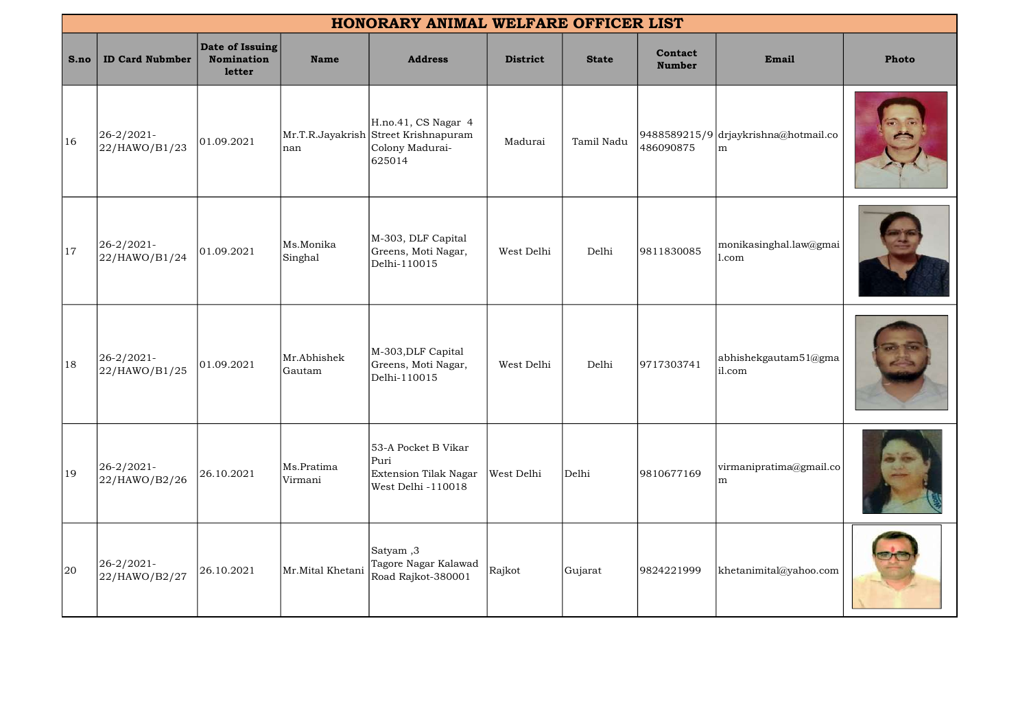# HONORARY ANIMAL WELFARE OFFICER LIST

| S.no | ID Card Nubmber | Date of Issuing Nomination letter | Name | Address | District | State | Contact Number | Email | Photo |
|---|---|---|---|---|---|---|---|---|---|
| 16 | 26-2/2021-22/HAWO/B1/23 | 01.09.2021 | Mr.T.R.Jayakrishnan | H.no.41, CS Nagar 4 Street Krishnapuram Colony Madurai-625014 | Madurai | Tamil Nadu | 9488589215/9486090875 | drjaykrishna@hotmail.com | |
| 17 | 26-2/2021-22/HAWO/B1/24 | 01.09.2021 | Ms.Monika Singhal | M-303, DLF Capital Greens, Moti Nagar, Delhi-110015 | West Delhi | Delhi | 9811830085 | monikasinghal.law@gmail.com | |
| 18 | 26-2/2021-22/HAWO/B1/25 | 01.09.2021 | Mr.Abhishek Gautam | M-303,DLF Capital Greens, Moti Nagar, Delhi-110015 | West Delhi | Delhi | 9717303741 | abhishekgautam51@gmail.com | |
| 19 | 26-2/2021-22/HAWO/B2/26 | 26.10.2021 | Ms.Pratima Virmani | 53-A Pocket B Vikar Puri Extension Tilak Nagar West Delhi -110018 | West Delhi | Delhi | 9810677169 | virmanipratima@gmail.com | |
| 20 | 26-2/2021-22/HAWO/B2/27 | 26.10.2021 | Mr.Mital Khetani | Satyam ,3 Tagore Nagar Kalawad Road Rajkot-380001 | Rajkot | Gujarat | 9824221999 | khetanimital@yahoo.com | |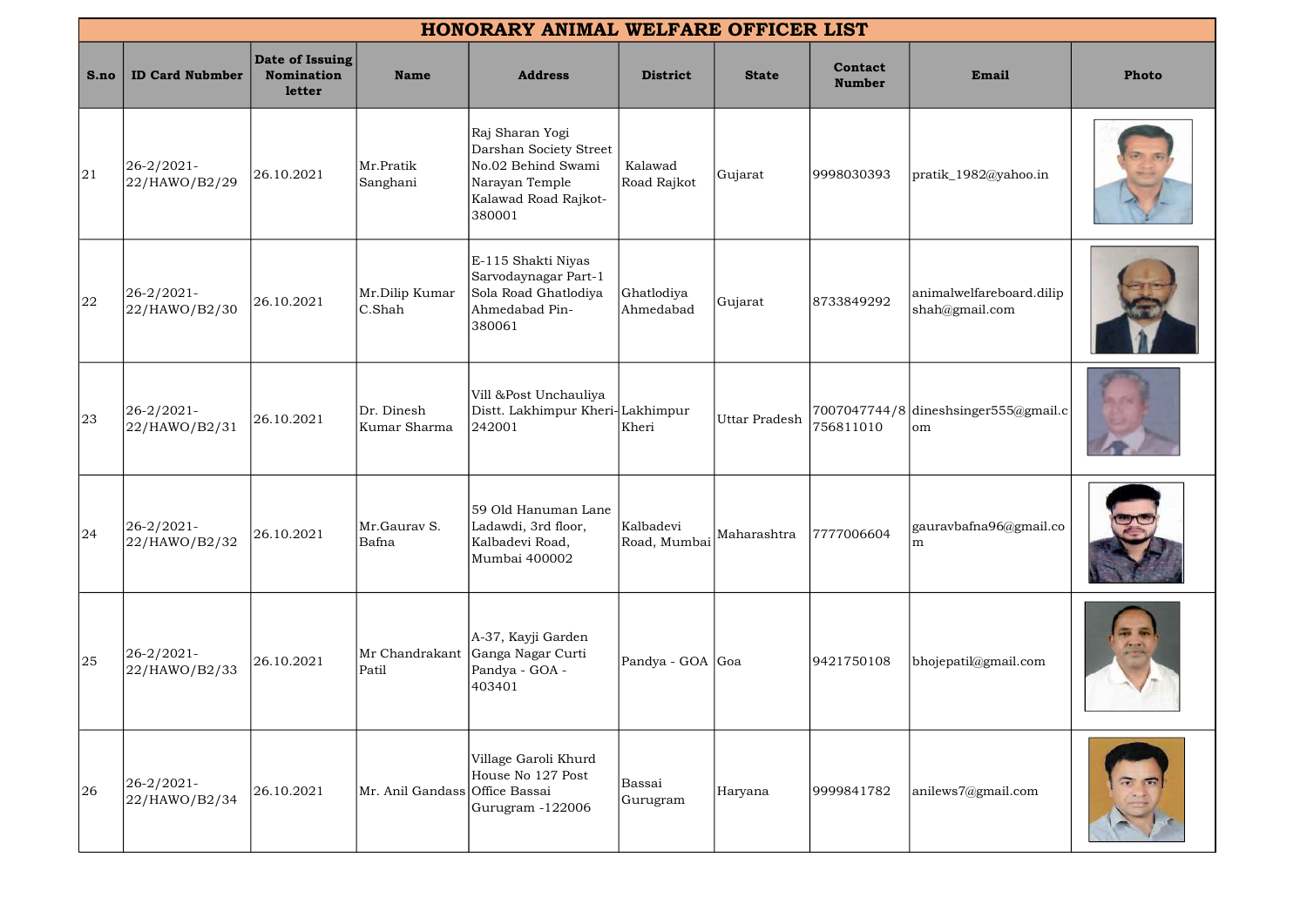# HONORARY ANIMAL WELFARE OFFICER LIST

| S.no | ID Card Nubmber | Date of Issuing Nomination letter | Name | Address | District | State | Contact Number | Email | Photo |
|---|---|---|---|---|---|---|---|---|---|
| 21 | 26-2/2021-22/HAWO/B2/29 | 26.10.2021 | Mr.Pratik Sanghani | Raj Sharan Yogi Darshan Society Street No.02 Behind Swami Narayan Temple Kalawad Road Rajkot-380001 | Kalawad Road Rajkot | Gujarat | 9998030393 | pratik_1982@yahoo.in | |
| 22 | 26-2/2021-22/HAWO/B2/30 | 26.10.2021 | Mr.Dilip Kumar C.Shah | E-115 Shakti Niyas Sarvodaynagar Part-1 Sola Road Ghatlodiya Ahmedabad Pin-380061 | Ghatlodiya Ahmedabad | Gujarat | 8733849292 | animalwelfareboard.dilipshah@gmail.com | |
| 23 | 26-2/2021-22/HAWO/B2/31 | 26.10.2021 | Dr. Dinesh Kumar Sharma | Vill &Post Unchauliya Distt. Lakhimpur Kheri-242001 | Lakhimpur Kheri | Uttar Pradesh | 7007047744/8756811010 | dineshsinger555@gmail.com | |
| 24 | 26-2/2021-22/HAWO/B2/32 | 26.10.2021 | Mr.Gaurav S. Bafna | 59 Old Hanuman Lane Ladawdi, 3rd floor, Kalbadevi Road, Mumbai 400002 | Kalbadevi Road, Mumbai | Maharashtra | 7777006604 | gauravbafna96@gmail.com | |
| 25 | 26-2/2021-22/HAWO/B2/33 | 26.10.2021 | Mr Chandrakant Patil | A-37, Kayji Garden Ganga Nagar Curti Pandya - GOA - 403401 | Pandya - GOA | Goa | 9421750108 | bhojepatil@gmail.com | |
| 26 | 26-2/2021-22/HAWO/B2/34 | 26.10.2021 | Mr. Anil Gandass | Village Garoli Khurd House No 127 Post Office Bassai Gurugram -122006 | Bassai Gurugram | Haryana | 9999841782 | anilews7@gmail.com | |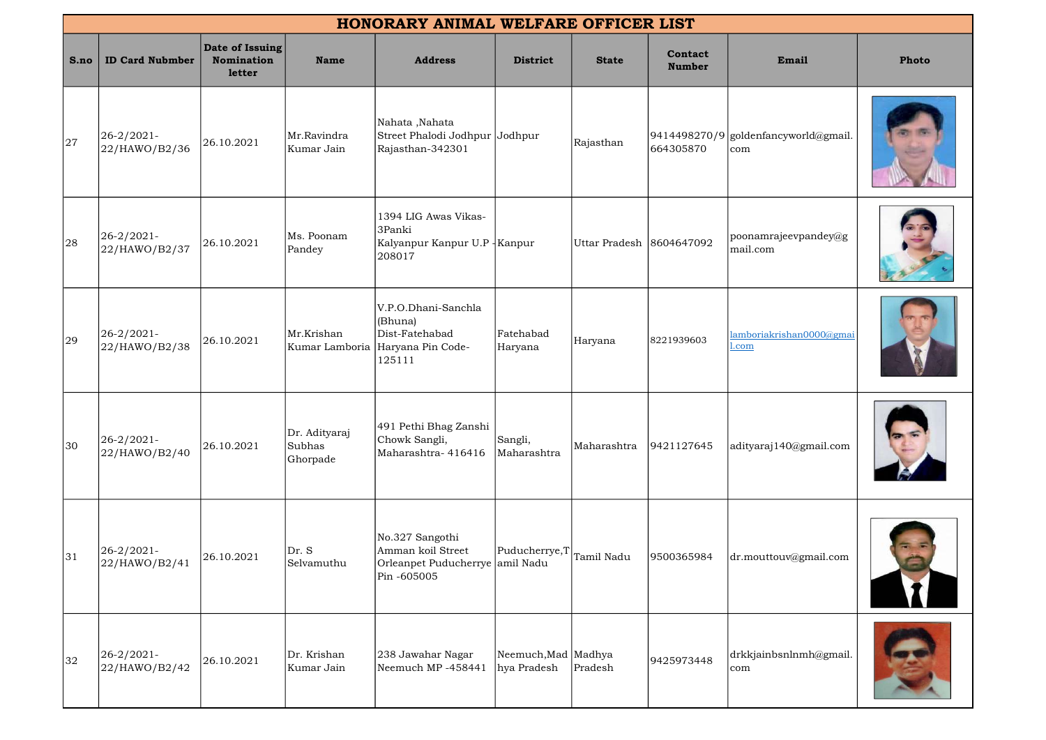| HONORARY ANIMAL WELFARE OFFICER LIST | | | | | | | | | |
|---|---|---|---|---|---|---|---|---|---|
| S.no | ID Card Nubmber | Date of Issuing Nomination letter | Name | Address | District | State | Contact Number | Email | Photo |
| 27 | 26-2/2021-22/HAWO/B2/36 | 26.10.2021 | Mr.Ravindra Kumar Jain | Nahata ,Nahata Street Phalodi Jodhpur Rajasthan-342301 | Jodhpur | Rajasthan | 9414498270/9664305870 | goldenfancyworld@gmail.com | |
| 28 | 26-2/2021-22/HAWO/B2/37 | 26.10.2021 | Ms. Poonam Pandey | 1394 LIG Awas Vikas-3Panki Kalyanpur Kanpur U.P - 208017 | Kanpur | Uttar Pradesh | 8604647092 | poonamrajeevpandey@gmail.com | |
| 29 | 26-2/2021-22/HAWO/B2/38 | 26.10.2021 | Mr.Krishan Kumar Lamboria | V.P.O.Dhani-Sanchla (Bhuna) Dist-Fatehabad Haryana Pin Code-125111 | Fatehabad Haryana | Haryana | 8221939603 | lamboriakrishan0000@gmail.com | |
| 30 | 26-2/2021-22/HAWO/B2/40 | 26.10.2021 | Dr. Adityaraj Subhas Ghorpade | 491 Pethi Bhag Zanshi Chowk Sangli, Maharashtra- 416416 | Sangli, Maharashtra | Maharashtra | 9421127645 | adityaraj140@gmail.com | |
| 31 | 26-2/2021-22/HAWO/B2/41 | 26.10.2021 | Dr. S Selvamuthu | No.327 Sangothi Amman koil Street Orleanpet Puducherrye Pin -605005 | Puducherrye,Tamil Nadu | Tamil Nadu | 9500365984 | dr.mouttouv@gmail.com | |
| 32 | 26-2/2021-22/HAWO/B2/42 | 26.10.2021 | Dr. Krishan Kumar Jain | 238 Jawahar Nagar Neemuch MP -458441 | Neemuch,Madhya Pradesh | Madhya Pradesh | 9425973448 | drkkjainbsnlnmh@gmail.com | |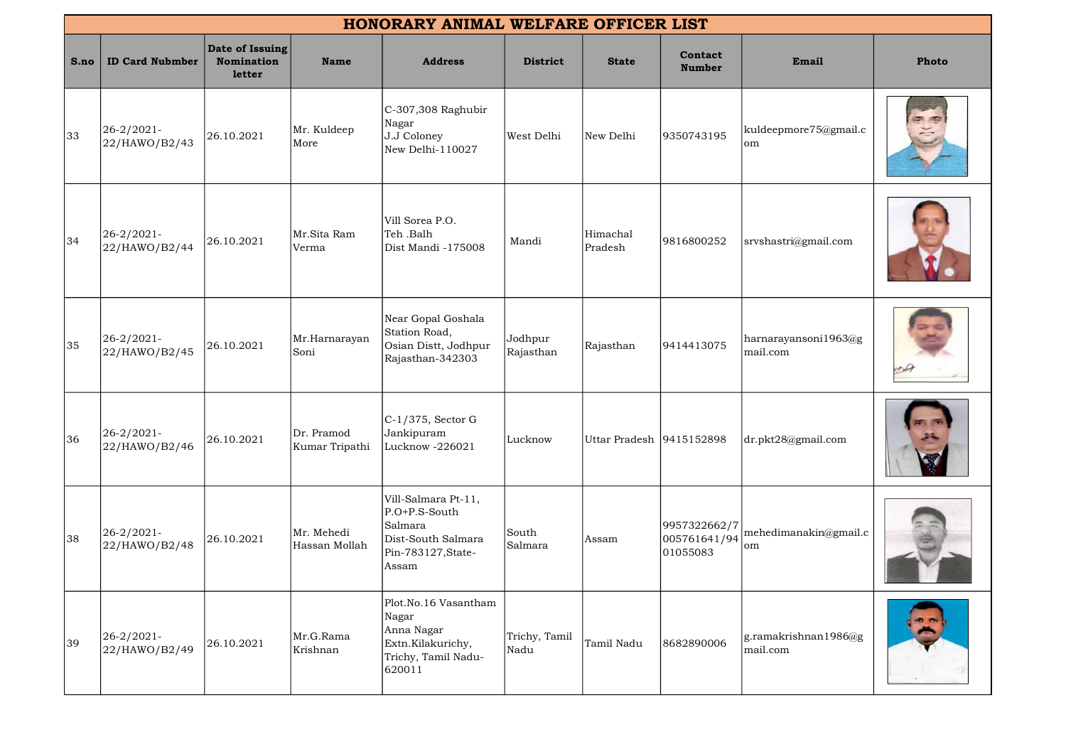| HONORARY ANIMAL WELFARE OFFICER LIST | | | | | | | | | |
|---|---|---|---|---|---|---|---|---|---|
| **S.no** | **ID Card Nubmber** | **Date of Issuing Nomination letter** | **Name** | **Address** | **District** | **State** | **Contact Number** | **Email** | **Photo** |
| 33 | 26-2/2021-22/HAWO/B2/43 | 26.10.2021 | Mr. Kuldeep More | C-307,308 Raghubir Nagar J.J Coloney New Delhi-110027 | West Delhi | New Delhi | 9350743195 | kuldeepmore75@gmail.com | |
| 34 | 26-2/2021-22/HAWO/B2/44 | 26.10.2021 | Mr.Sita Ram Verma | Vill Sorea P.O. Teh .Balh Dist Mandi -175008 | Mandi | Himachal Pradesh | 9816800252 | srvshastri@gmail.com | |
| 35 | 26-2/2021-22/HAWO/B2/45 | 26.10.2021 | Mr.Harnarayan Soni | Near Gopal Goshala Station Road, Osian Distt, Jodhpur Rajasthan-342303 | Jodhpur Rajasthan | Rajasthan | 9414413075 | harnarayansoni1963@gmail.com | |
| 36 | 26-2/2021-22/HAWO/B2/46 | 26.10.2021 | Dr. Pramod Kumar Tripathi | C-1/375, Sector G Jankipuram Lucknow -226021 | Lucknow | Uttar Pradesh | 9415152898 | dr.pkt28@gmail.com | |
| 38 | 26-2/2021-22/HAWO/B2/48 | 26.10.2021 | Mr. Mehedi Hassan Mollah | Vill-Salmara Pt-11, P.O+P.S-South Salmara Dist-South Salmara Pin-783127,State-Assam | South Salmara | Assam | 9957322662/7005761641/9401055083 | mehedimanakin@gmail.com | |
| 39 | 26-2/2021-22/HAWO/B2/49 | 26.10.2021 | Mr.G.Rama Krishnan | Plot.No.16 Vasantham Nagar Anna Nagar Extn.Kilakurichy, Trichy, Tamil Nadu-620011 | Trichy, Tamil Nadu | Tamil Nadu | 8682890006 | g.ramakrishnan1986@gmail.com | |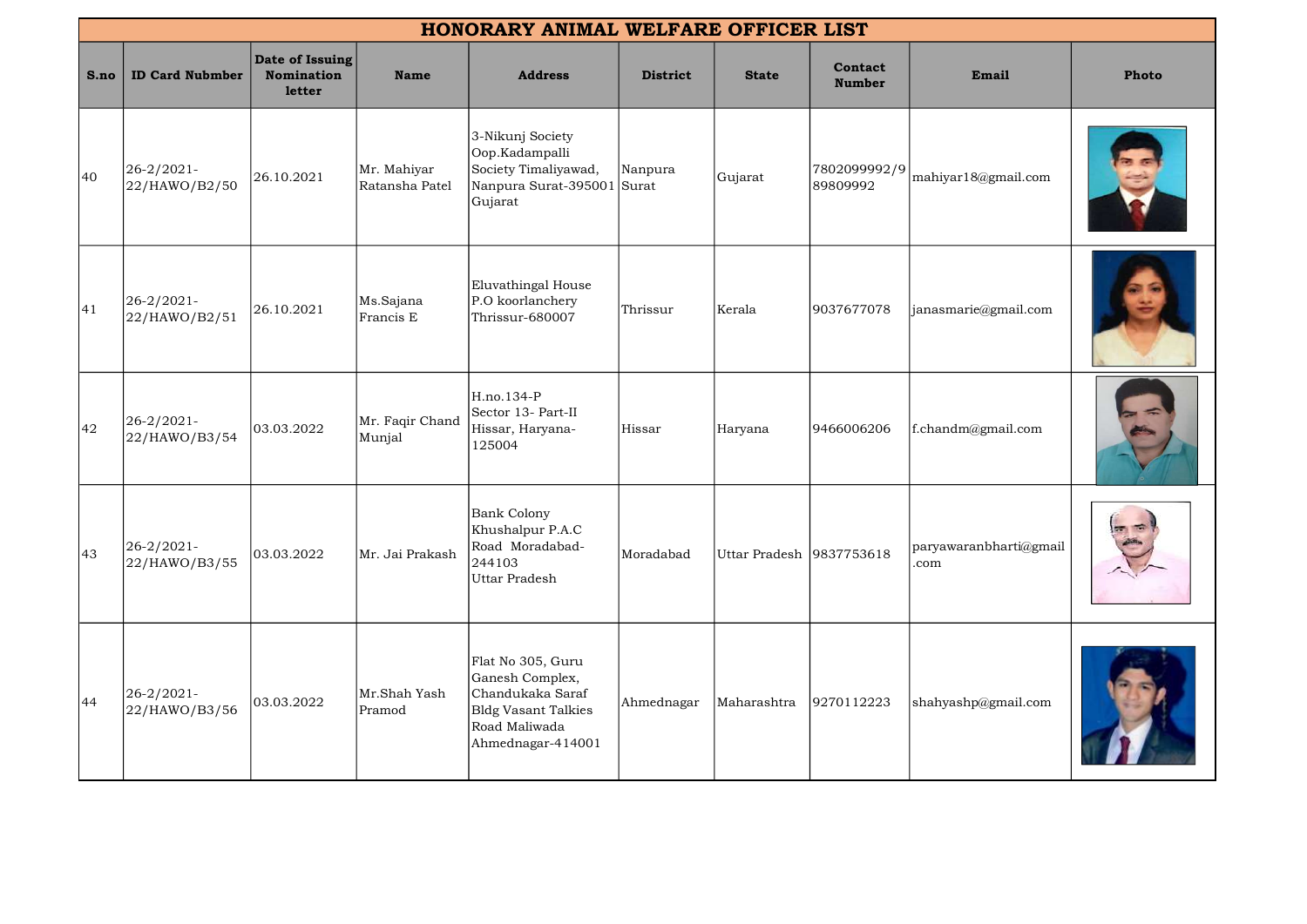| HONORARY ANIMAL WELFARE OFFICER LIST | | | | | | | | | |
|---|---|---|---|---|---|---|---|---|---|
| **S.no** | **ID Card Nubmber** | **Date of Issuing Nomination letter** | **Name** | **Address** | **District** | **State** | **Contact Number** | **Email** | **Photo** |
| 40 | 26-2/2021-22/HAWO/B2/50 | 26.10.2021 | Mr. Mahiyar Ratansha Patel | 3-Nikunj Society Oop.Kadampalli Society Timaliyawad, Nanpura Surat-395001 Gujarat | Nanpura Surat | Gujarat | 7802099992/989809992 | mahiyar18@gmail.com | |
| 41 | 26-2/2021-22/HAWO/B2/51 | 26.10.2021 | Ms.Sajana Francis E | Eluvathingal House P.O koorlanchery Thrissur-680007 | Thrissur | Kerala | 9037677078 | janasmarie@gmail.com | |
| 42 | 26-2/2021-22/HAWO/B3/54 | 03.03.2022 | Mr. Faqir Chand Munjal | H.no.134-P Sector 13- Part-II Hissar, Haryana-125004 | Hissar | Haryana | 9466006206 | f.chandm@gmail.com | |
| 43 | 26-2/2021-22/HAWO/B3/55 | 03.03.2022 | Mr. Jai Prakash | Bank Colony Khushalpur P.A.C Road Moradabad-244103 Uttar Pradesh | Moradabad | Uttar Pradesh | 9837753618 | paryawaranbharti@gmail.com | |
| 44 | 26-2/2021-22/HAWO/B3/56 | 03.03.2022 | Mr.Shah Yash Pramod | Flat No 305, Guru Ganesh Complex, Chandukaka Saraf Bldg Vasant Talkies Road Maliwada Ahmednagar-414001 | Ahmednagar | Maharashtra | 9270112223 | shahyashp@gmail.com | |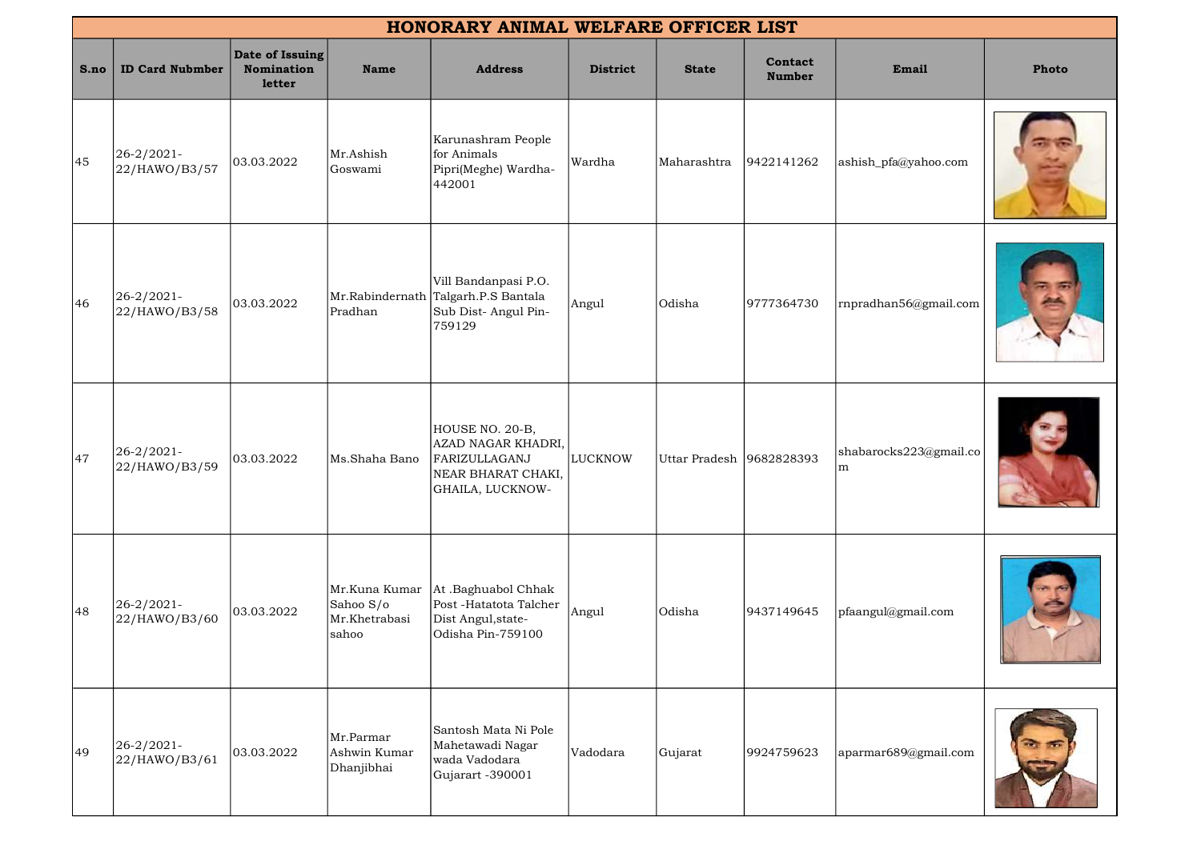| HONORARY ANIMAL WELFARE OFFICER LIST | | | | | | | | | |
|---|---|---|---|---|---|---|---|---|---|
| S.no | ID Card Nubmber | Date of Issuing Nomination letter | Name | Address | District | State | Contact Number | Email | Photo |
| 45 | 26-2/2021-22/HAWO/B3/57 | 03.03.2022 | Mr.Ashish Goswami | Karunashram People for Animals Pipri(Meghe) Wardha-442001 | Wardha | Maharashtra | 9422141262 | ashish_pfa@yahoo.com | |
| 46 | 26-2/2021-22/HAWO/B3/58 | 03.03.2022 | Mr.Rabindernath Pradhan | Vill Bandanpasi P.O. Talgarh.P.S Bantala Sub Dist- Angul Pin-759129 | Angul | Odisha | 9777364730 | rnpradhan56@gmail.com | |
| 47 | 26-2/2021-22/HAWO/B3/59 | 03.03.2022 | Ms.Shaha Bano | HOUSE NO. 20-B, AZAD NAGAR KHADRI, FARIZULLAGANJ NEAR BHARAT CHAKI, GHAILA, LUCKNOW- | LUCKNOW | Uttar Pradesh | 9682828393 | shabarocks223@gmail.com | |
| 48 | 26-2/2021-22/HAWO/B3/60 | 03.03.2022 | Mr.Kuna Kumar Sahoo S/o Mr.Khetrabasi sahoo | At .Baghuabol Chhak Post -Hatatota Talcher Dist Angul,state-Odisha Pin-759100 | Angul | Odisha | 9437149645 | pfaangul@gmail.com | |
| 49 | 26-2/2021-22/HAWO/B3/61 | 03.03.2022 | Mr.Parmar Ashwin Kumar Dhanjibhai | Santosh Mata Ni Pole Mahetawadi Nagar wada Vadodara Gujarart -390001 | Vadodara | Gujarat | 9924759623 | aparmar689@gmail.com | |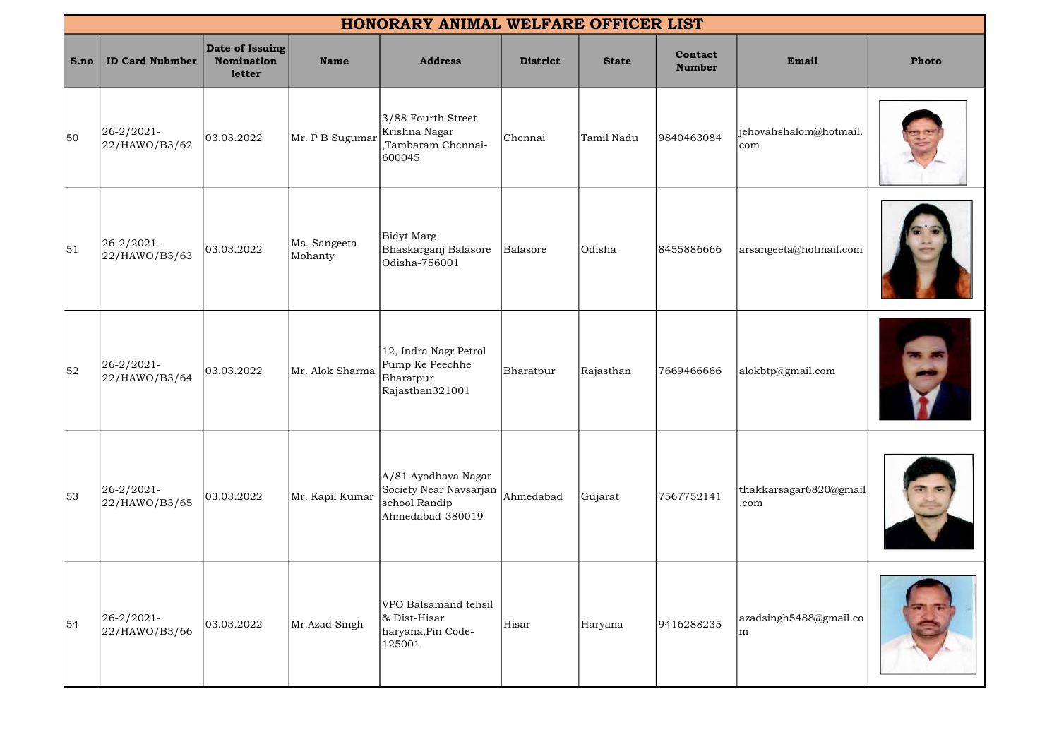# HONORARY ANIMAL WELFARE OFFICER LIST

| S.no | ID Card Nubmber | Date of Issuing Nomination letter | Name | Address | District | State | Contact Number | Email | Photo |
|---|---|---|---|---|---|---|---|---|---|
| 50 | 26-2/2021-22/HAWO/B3/62 | 03.03.2022 | Mr. P B Sugumar | 3/88 Fourth Street Krishna Nagar ,Tambaram Chennai-600045 | Chennai | Tamil Nadu | 9840463084 | jehovahshalom@hotmail.com | |
| 51 | 26-2/2021-22/HAWO/B3/63 | 03.03.2022 | Ms. Sangeeta Mohanty | Bidyt Marg Bhaskarganj Balasore Odisha-756001 | Balasore | Odisha | 8455886666 | arsangeeta@hotmail.com | |
| 52 | 26-2/2021-22/HAWO/B3/64 | 03.03.2022 | Mr. Alok Sharma | 12, Indra Nagr Petrol Pump Ke Peechhe Bharatpur Rajasthan321001 | Bharatpur | Rajasthan | 7669466666 | alokbtp@gmail.com | |
| 53 | 26-2/2021-22/HAWO/B3/65 | 03.03.2022 | Mr. Kapil Kumar | A/81 Ayodhaya Nagar Society Near Navsarjan school Randip Ahmedabad-380019 | Ahmedabad | Gujarat | 7567752141 | thakkarsagar6820@gmail.com | |
| 54 | 26-2/2021-22/HAWO/B3/66 | 03.03.2022 | Mr.Azad Singh | VPO Balsamand tehsil & Dist-Hisar haryana,Pin Code-125001 | Hisar | Haryana | 9416288235 | azadsingh5488@gmail.com | |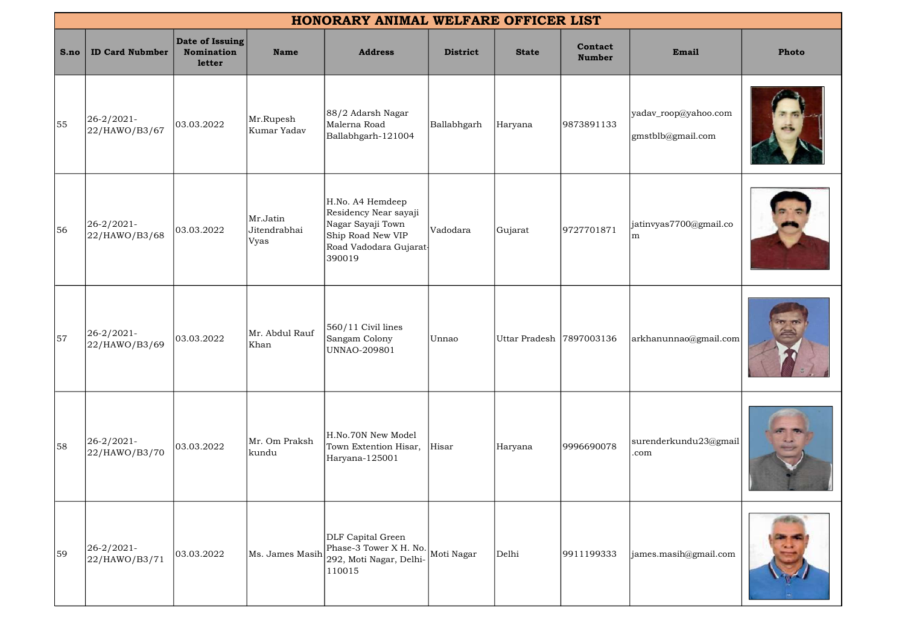| HONORARY ANIMAL WELFARE OFFICER LIST | | | | | | | | | |
|---|---|---|---|---|---|---|---|---|---|
| S.no | ID Card Nubmber | Date of Issuing Nomination letter | Name | Address | District | State | Contact Number | Email | Photo |
| 55 | 26-2/2021-22/HAWO/B3/67 | 03.03.2022 | Mr.Rupesh Kumar Yadav | 88/2 Adarsh Nagar Malerna Road Ballabhgarh-121004 | Ballabhgarh | Haryana | 9873891133 | yadav_roop@yahoo.com gmstblb@gmail.com | |
| 56 | 26-2/2021-22/HAWO/B3/68 | 03.03.2022 | Mr.Jatin Jitendrabhai Vyas | H.No. A4 Hemdeep Residency Near sayaji Nagar Sayaji Town Ship Road New VIP Road Vadodara Gujarat-390019 | Vadodara | Gujarat | 9727701871 | jatinvyas7700@gmail.com | |
| 57 | 26-2/2021-22/HAWO/B3/69 | 03.03.2022 | Mr. Abdul Rauf Khan | 560/11 Civil lines Sangam Colony UNNAO-209801 | Unnao | Uttar Pradesh | 7897003136 | arkhanunnao@gmail.com | |
| 58 | 26-2/2021-22/HAWO/B3/70 | 03.03.2022 | Mr. Om Praksh kundu | H.No.70N New Model Town Extention Hisar, Haryana-125001 | Hisar | Haryana | 9996690078 | surenderkundu23@gmail.com | |
| 59 | 26-2/2021-22/HAWO/B3/71 | 03.03.2022 | Ms. James Masih | DLF Capital Green Phase-3 Tower X H. No. 292, Moti Nagar, Delhi-110015 | Moti Nagar | Delhi | 9911199333 | james.masih@gmail.com | |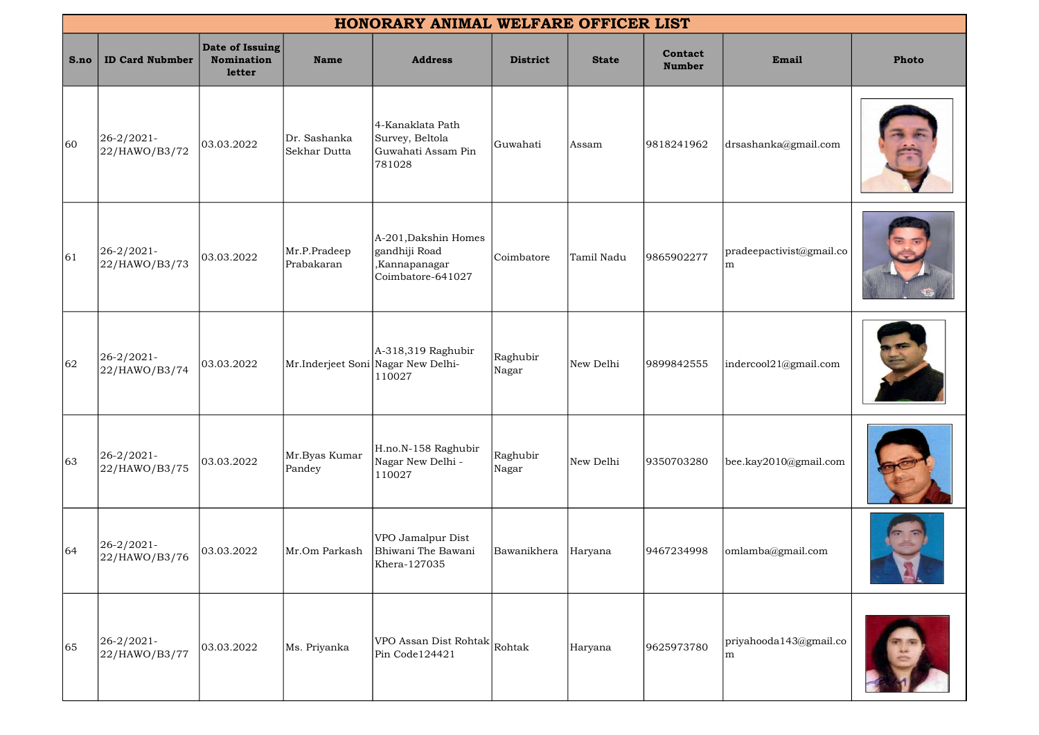# HONORARY ANIMAL WELFARE OFFICER LIST

| S.no | ID Card Nubmber | Date of Issuing Nomination letter | Name | Address | District | State | Contact Number | Email | Photo |
|---|---|---|---|---|---|---|---|---|---|
| 60 | 26-2/2021-22/HAWO/B3/72 | 03.03.2022 | Dr. Sashanka Sekhar Dutta | 4-Kanaklata Path Survey, Beltola Guwahati Assam Pin 781028 | Guwahati | Assam | 9818241962 | drsashanka@gmail.com | |
| 61 | 26-2/2021-22/HAWO/B3/73 | 03.03.2022 | Mr.P.Pradeep Prabakaran | A-201,Dakshin Homes gandhiji Road ,Kannapanagar Coimbatore-641027 | Coimbatore | Tamil Nadu | 9865902277 | pradeepactivist@gmail.com | |
| 62 | 26-2/2021-22/HAWO/B3/74 | 03.03.2022 | Mr.Inderjeet Soni | A-318,319 Raghubir Nagar New Delhi-110027 | Raghubir Nagar | New Delhi | 9899842555 | indercool21@gmail.com | |
| 63 | 26-2/2021-22/HAWO/B3/75 | 03.03.2022 | Mr.Byas Kumar Pandey | H.no.N-158 Raghubir Nagar New Delhi - 110027 | Raghubir Nagar | New Delhi | 9350703280 | bee.kay2010@gmail.com | |
| 64 | 26-2/2021-22/HAWO/B3/76 | 03.03.2022 | Mr.Om Parkash | VPO Jamalpur Dist Bhiwani The Bawani Khera-127035 | Bawanikhera | Haryana | 9467234998 | omlamba@gmail.com | |
| 65 | 26-2/2021-22/HAWO/B3/77 | 03.03.2022 | Ms. Priyanka | VPO Assan Dist Rohtak Pin Code124421 | Rohtak | Haryana | 9625973780 | priyahooda143@gmail.com | |